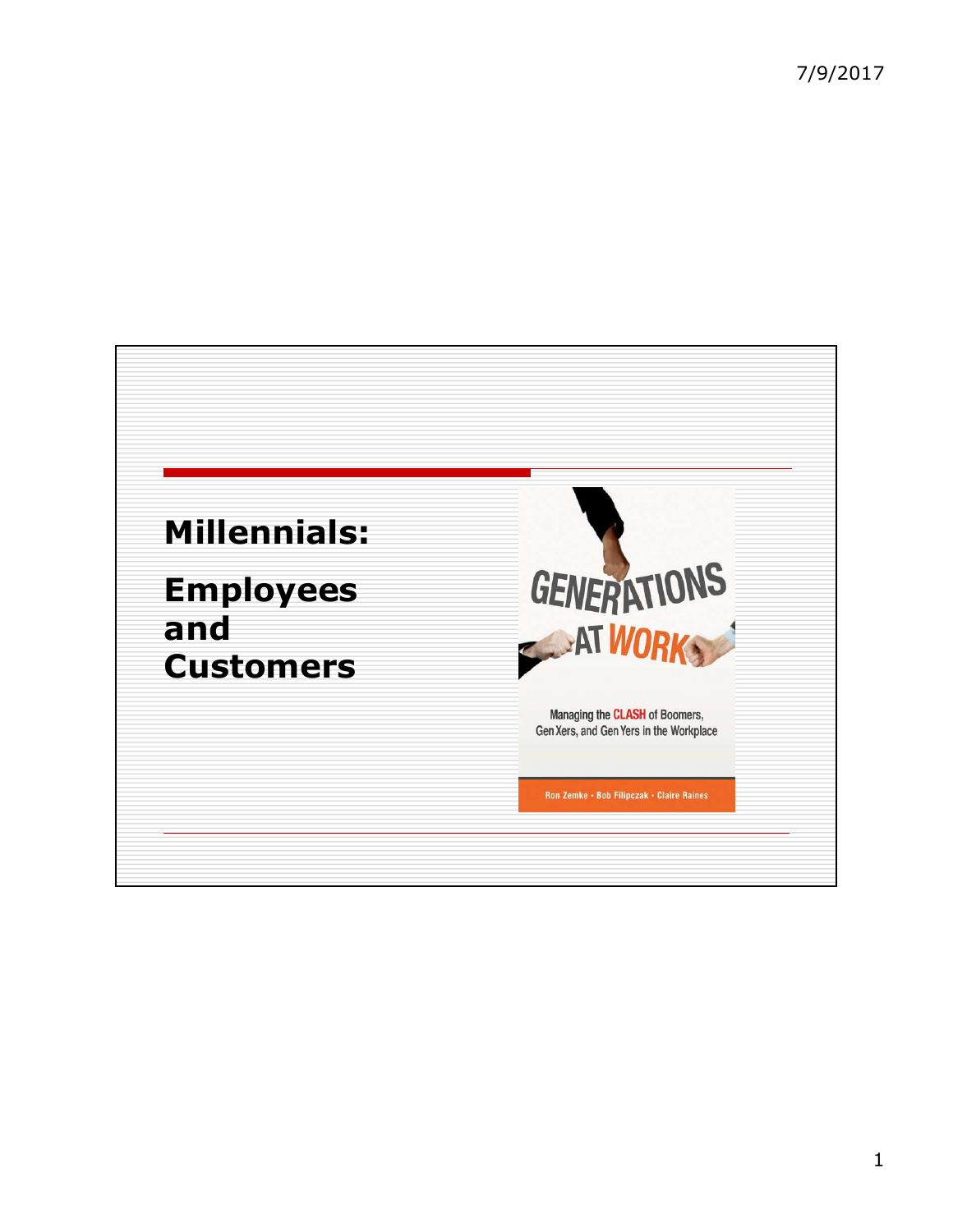# Millennials:

## Employees and Customers

GENERATIONS AT WORK

Managing the CLASH of Boomers, Gen Xers, and Gen Yers in the Workplace

Ron Zemke • Bob Filipczak • Claire Raines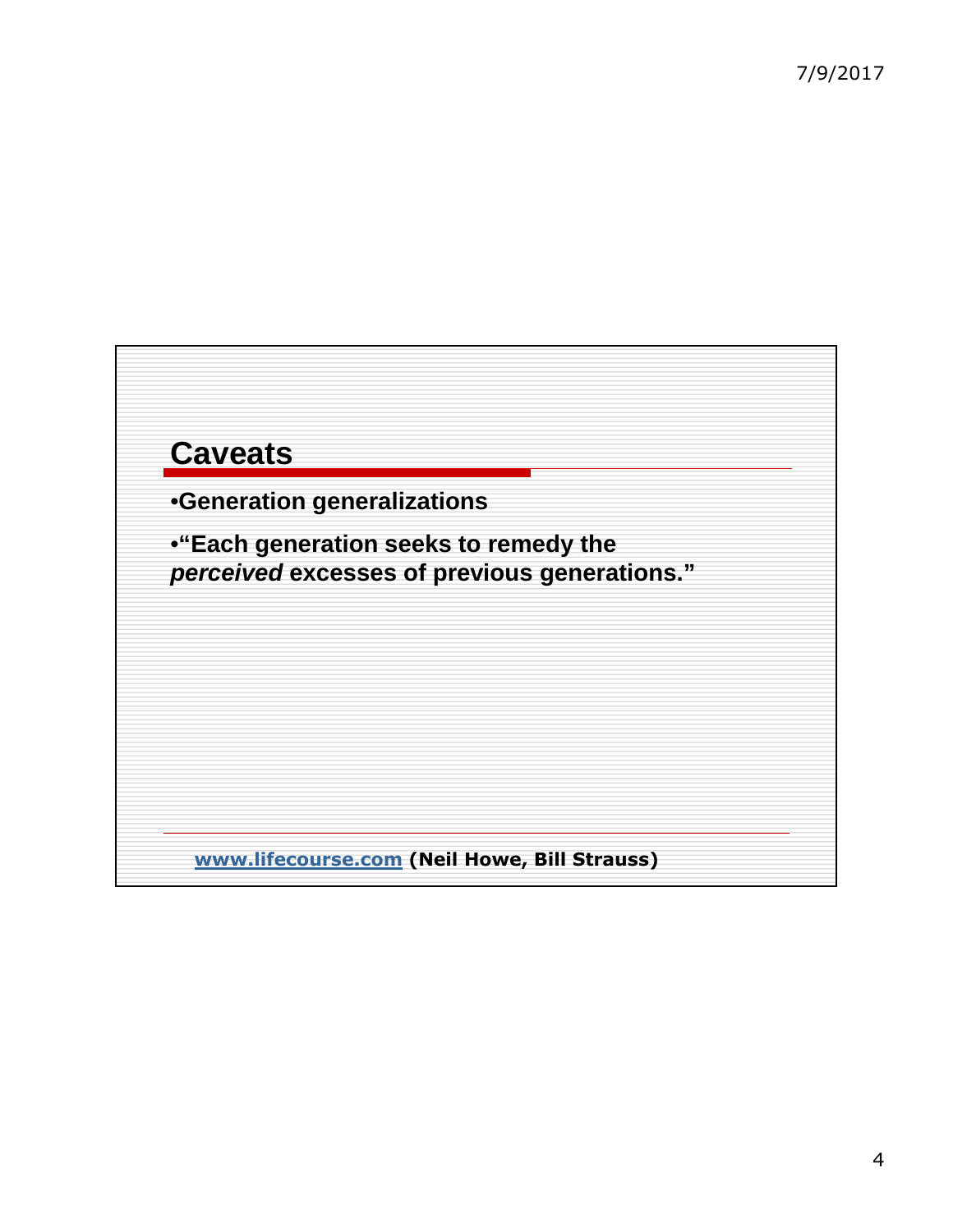## Caveats

- **Generation generalizations**
- **"Each generation seeks to remedy the *perceived* excesses of previous generations."**

**www.lifecourse.com (Neil Howe, Bill Strauss)**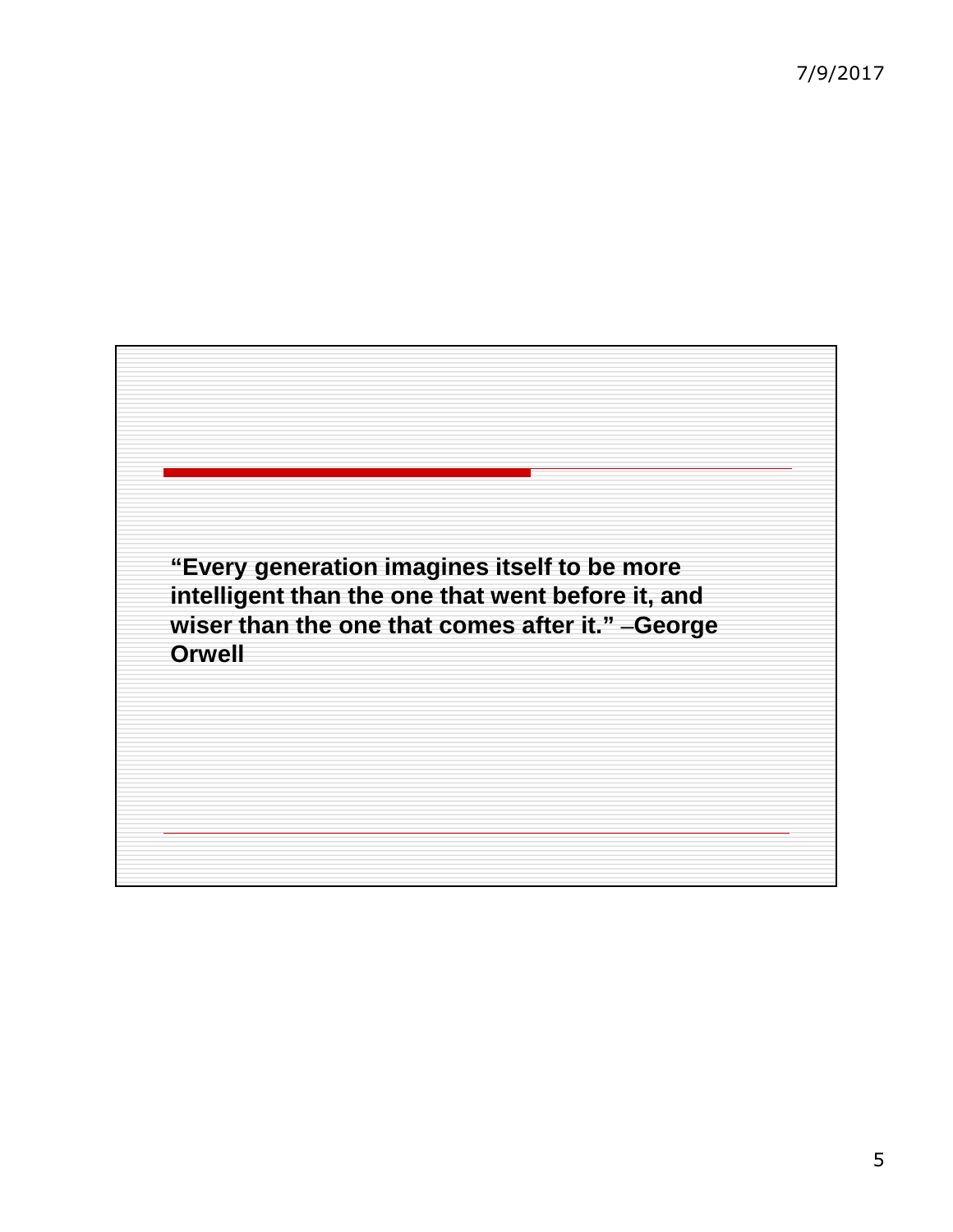**"Every generation imagines itself to be more intelligent than the one that went before it, and wiser than the one that comes after it." –George Orwell**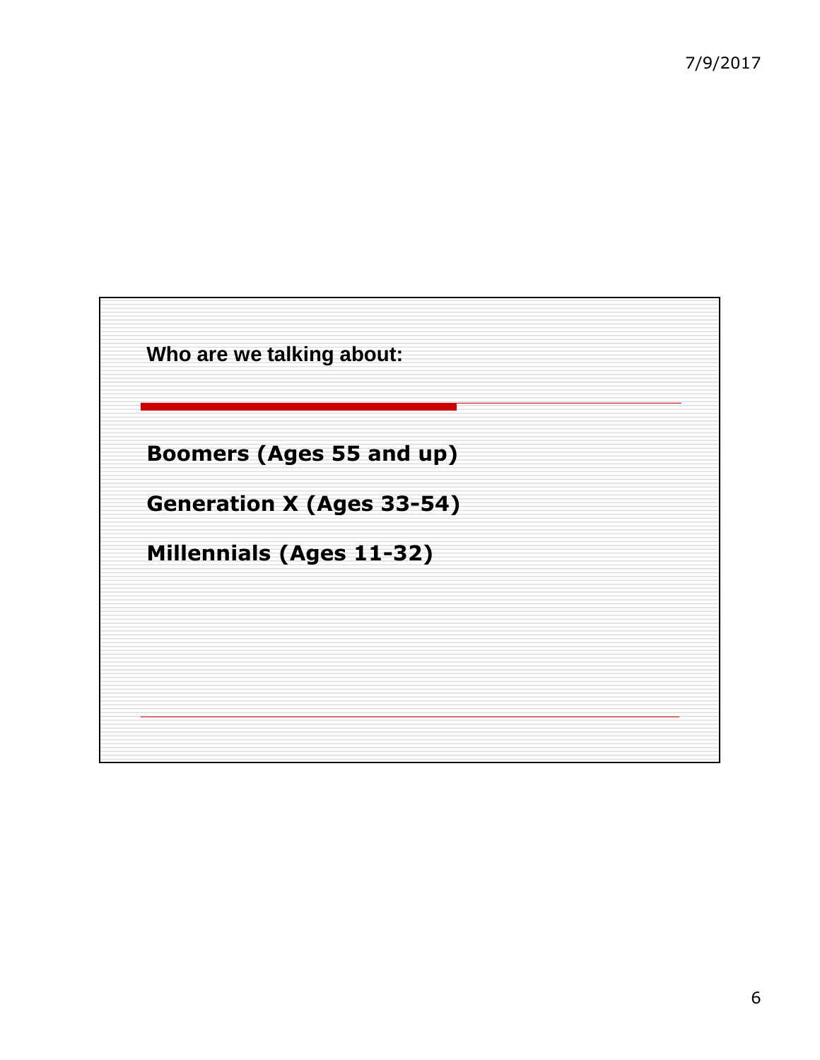## Who are we talking about:

**Boomers (Ages 55 and up)**

**Generation X (Ages 33-54)**

**Millennials (Ages 11-32)**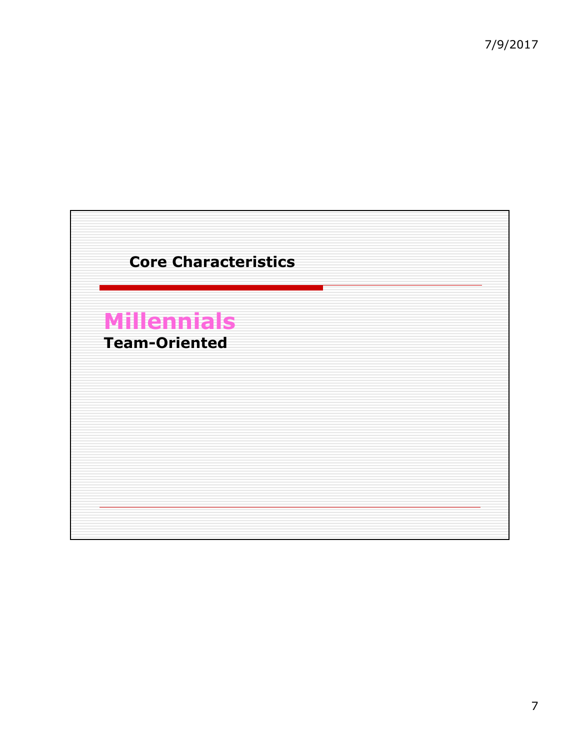## Core Characteristics

# Millennials

**Team-Oriented**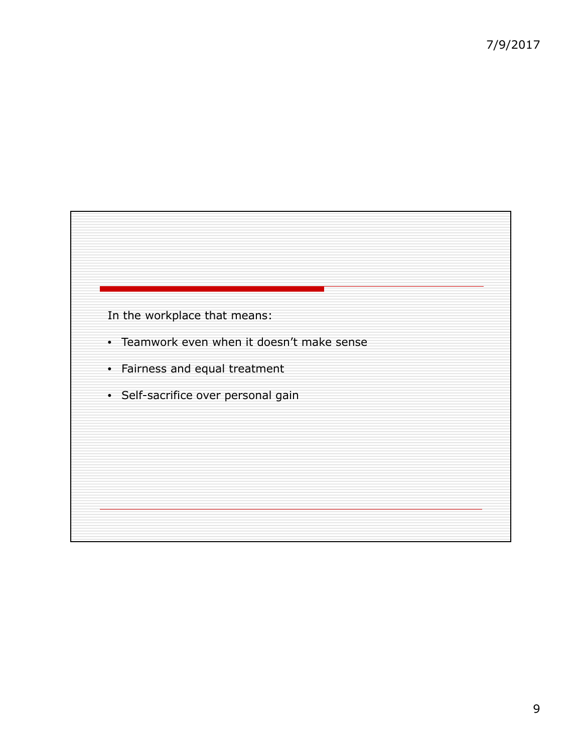In the workplace that means:

- Teamwork even when it doesn't make sense
- Fairness and equal treatment
- Self-sacrifice over personal gain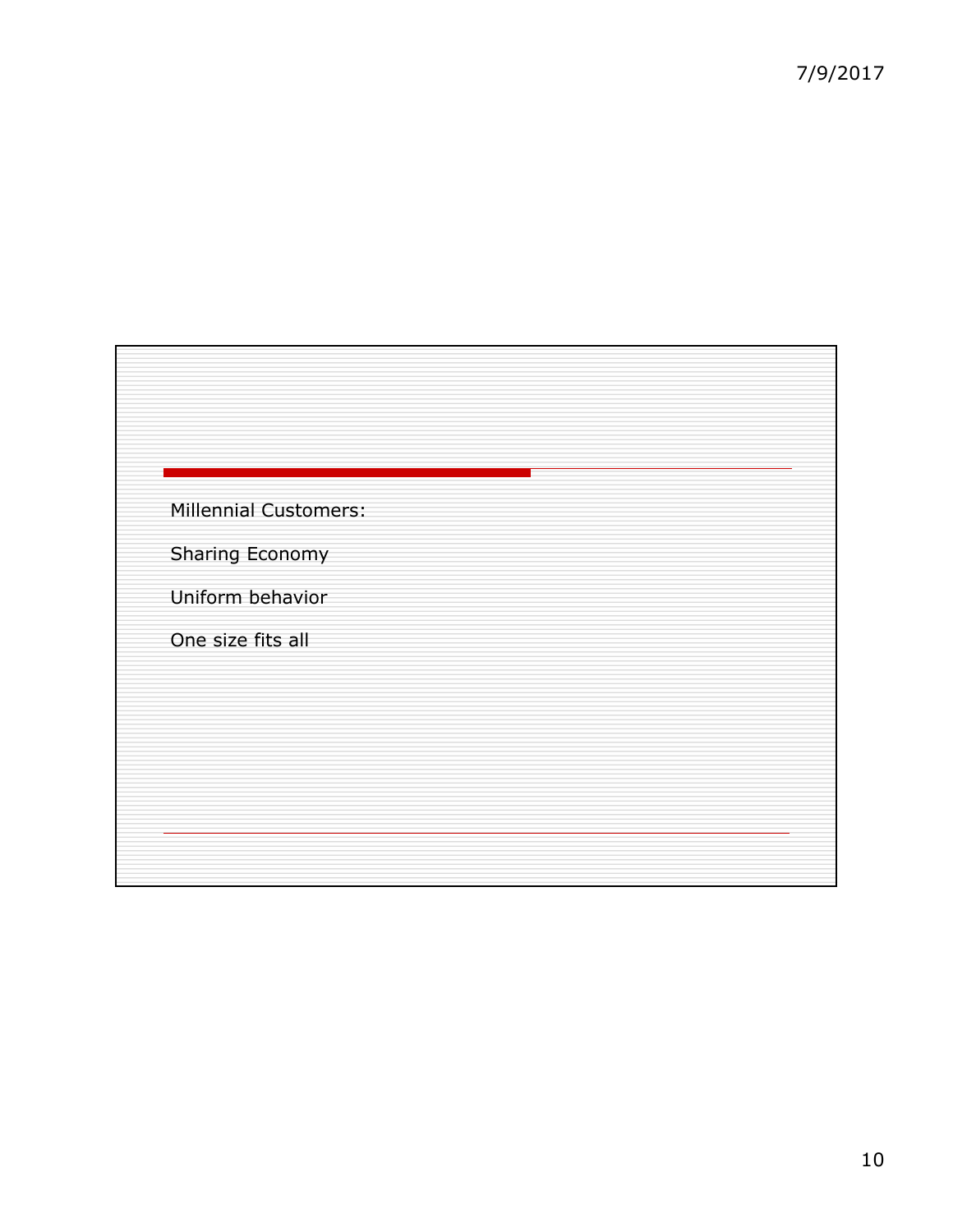Millennial Customers:

Sharing Economy

Uniform behavior

One size fits all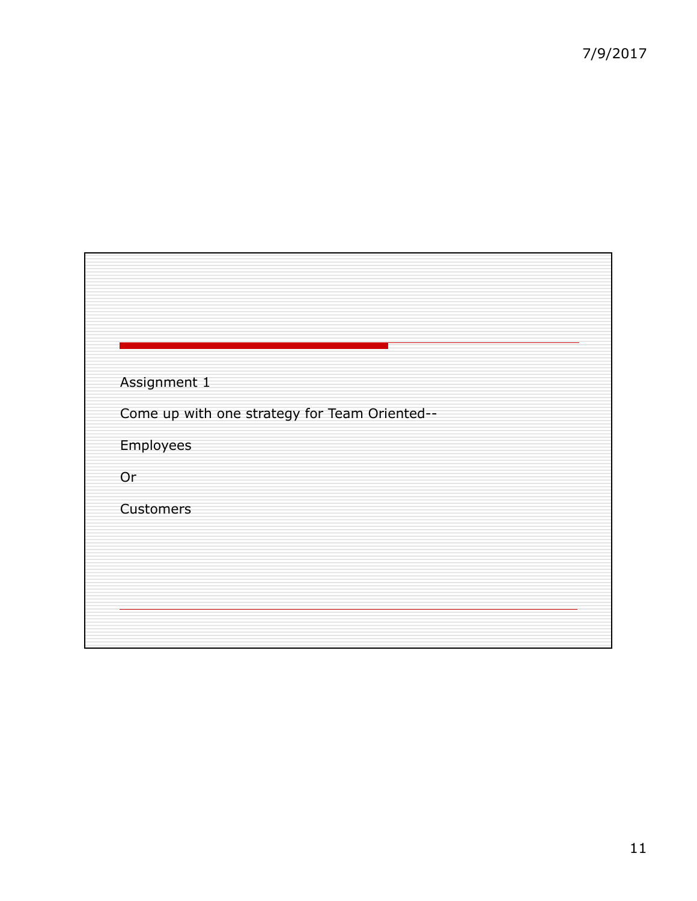Assignment 1

Come up with one strategy for Team Oriented--

Employees

Or

Customers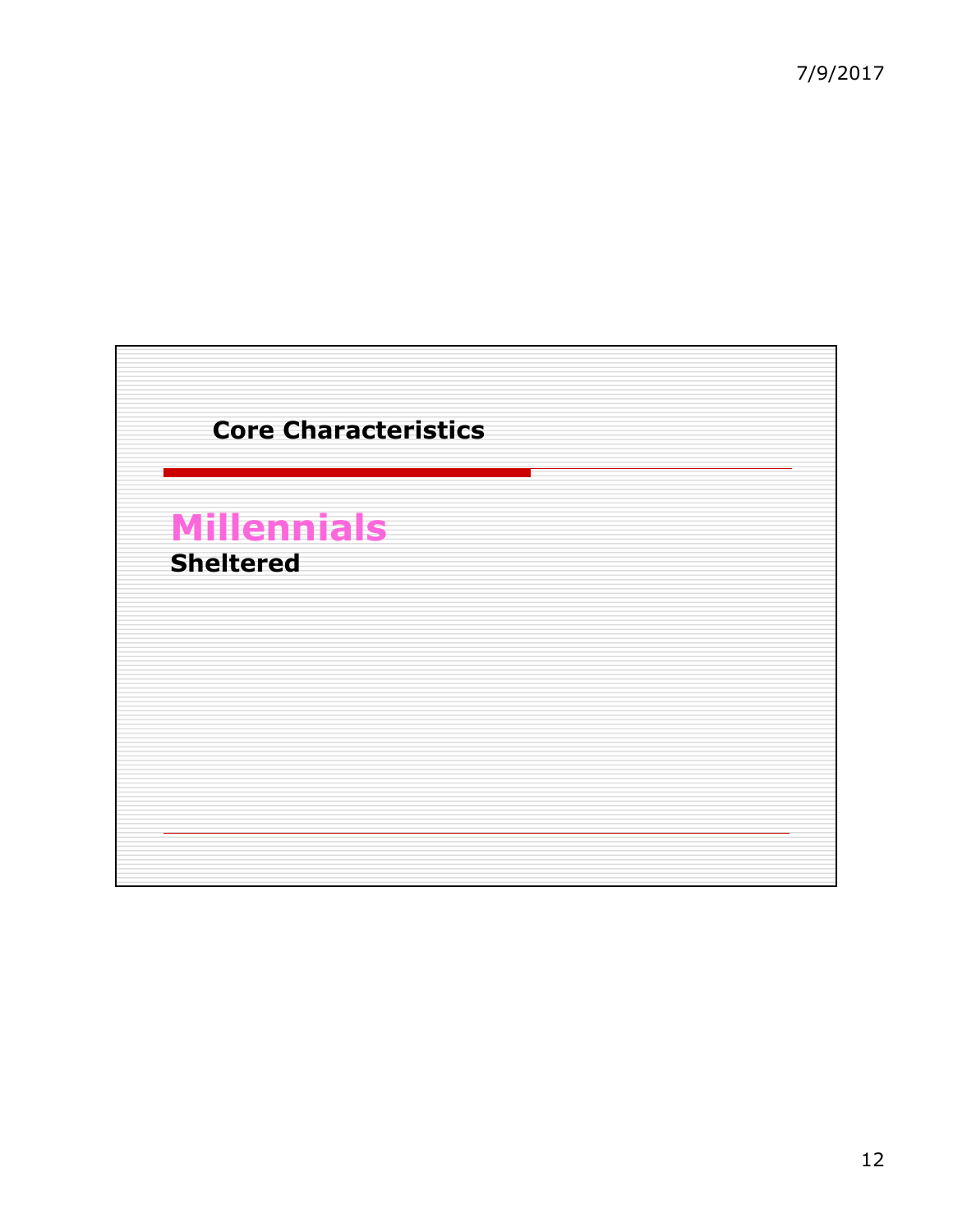## Core Characteristics

# Millennials

**Sheltered**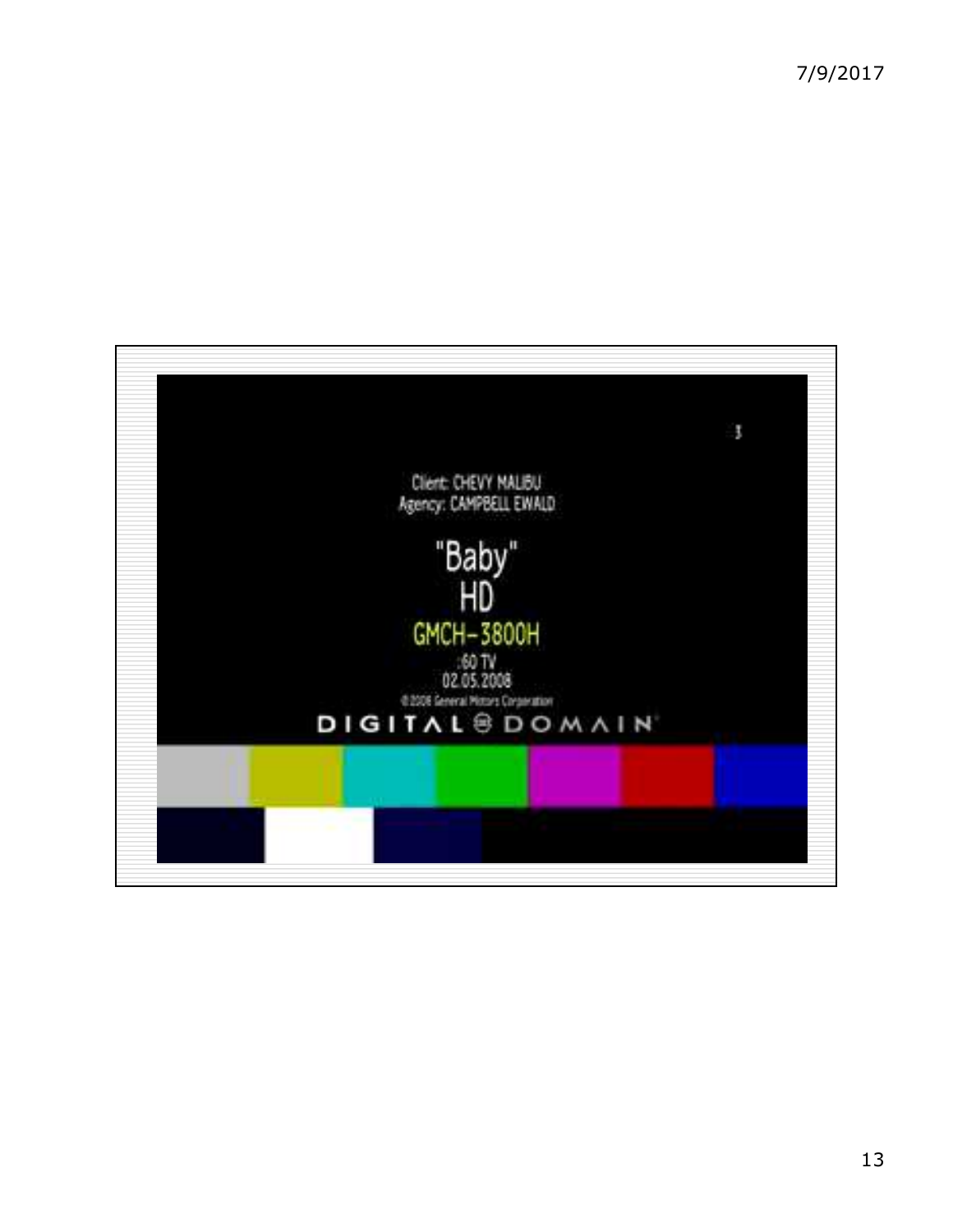3

Client: CHEVY MALIBU
Agency: CAMPBELL EWALD

"Baby"
HD
GMCH-3800H
:60 TV
02.05.2008
©2008 General Motors Corporation

DIGITAL DOMAIN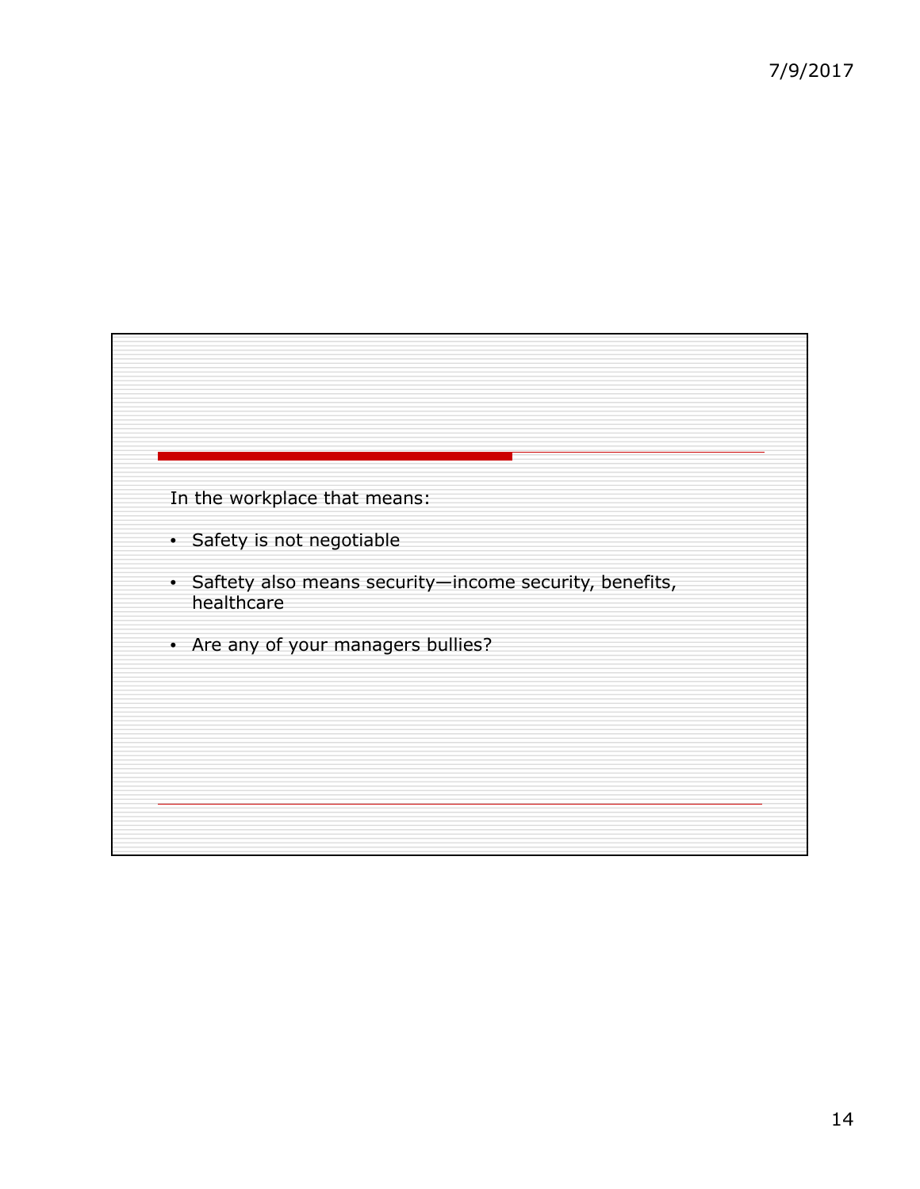In the workplace that means:

- Safety is not negotiable
- Saftety also means security—income security, benefits, healthcare
- Are any of your managers bullies?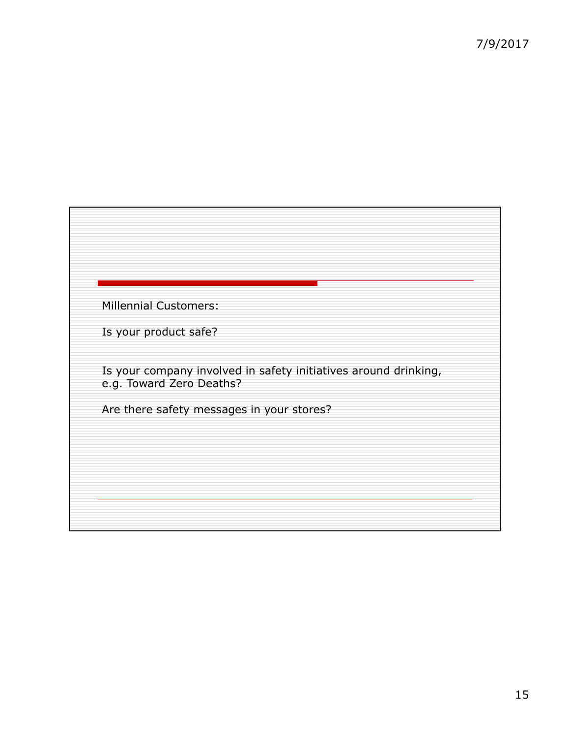Millennial Customers:

Is your product safe?

Is your company involved in safety initiatives around drinking, e.g. Toward Zero Deaths?

Are there safety messages in your stores?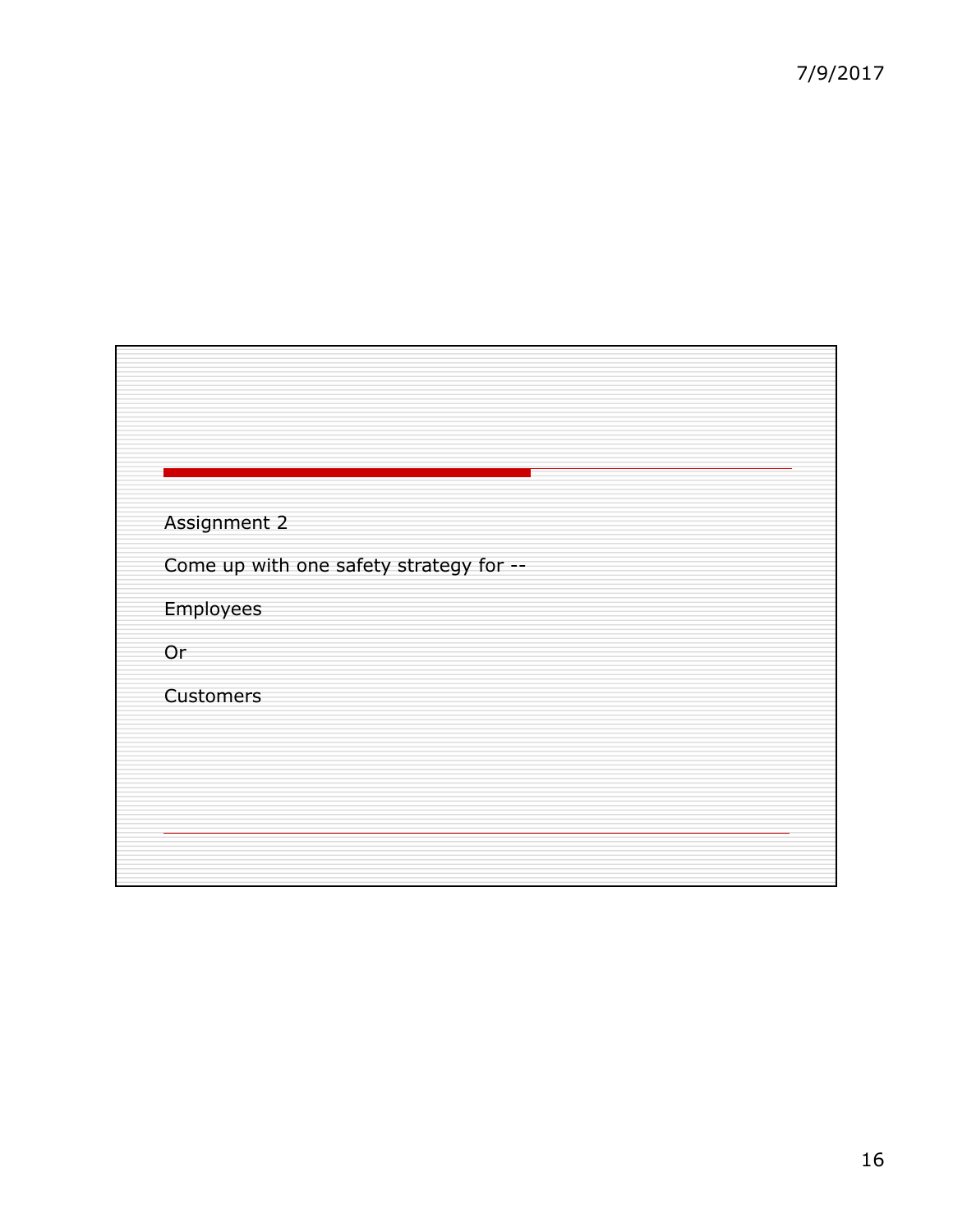Assignment 2

Come up with one safety strategy for --

Employees

Or

Customers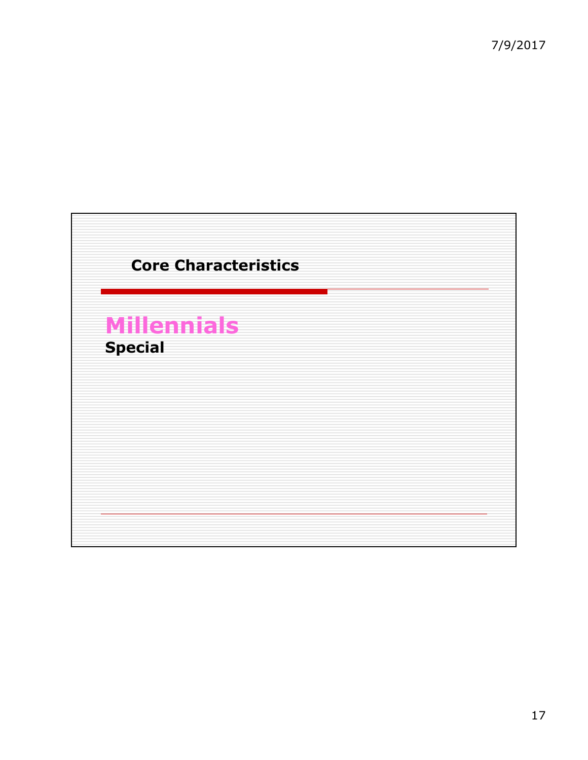## Core Characteristics

# Millennials

**Special**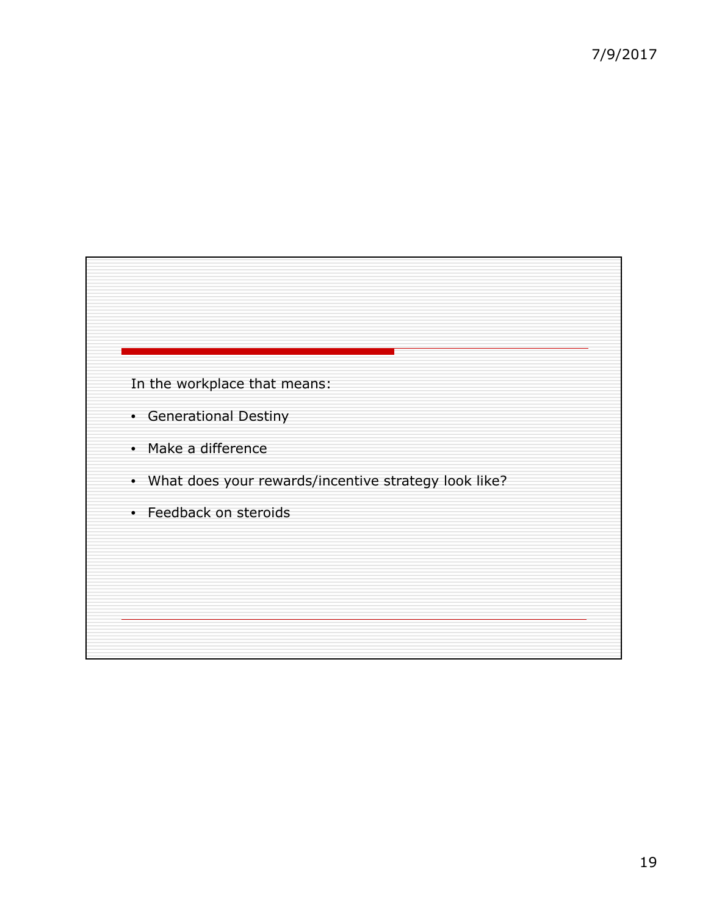In the workplace that means:

- Generational Destiny
- Make a difference
- What does your rewards/incentive strategy look like?
- Feedback on steroids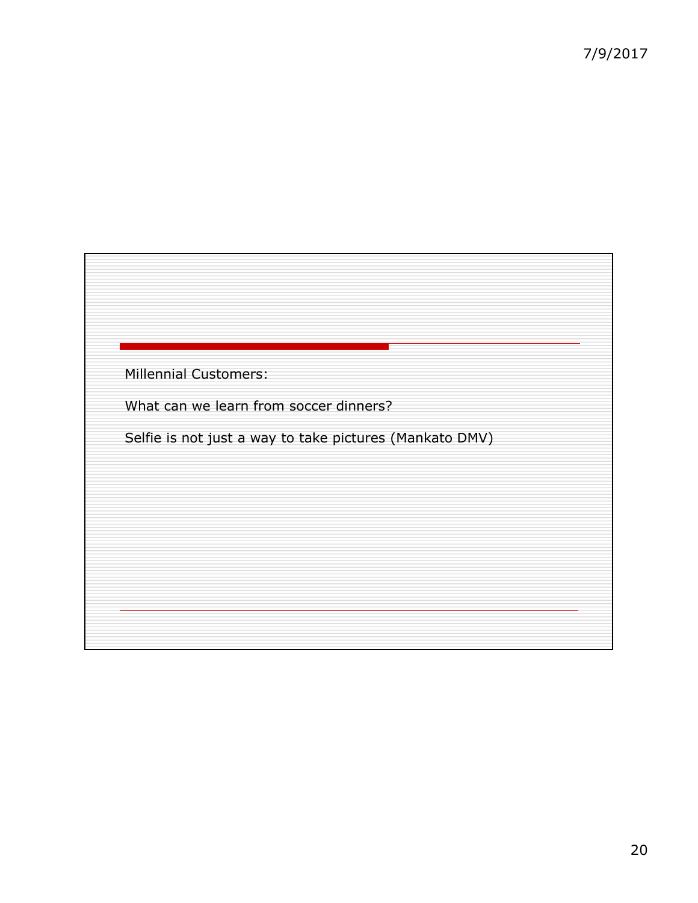Millennial Customers:

What can we learn from soccer dinners?

Selfie is not just a way to take pictures (Mankato DMV)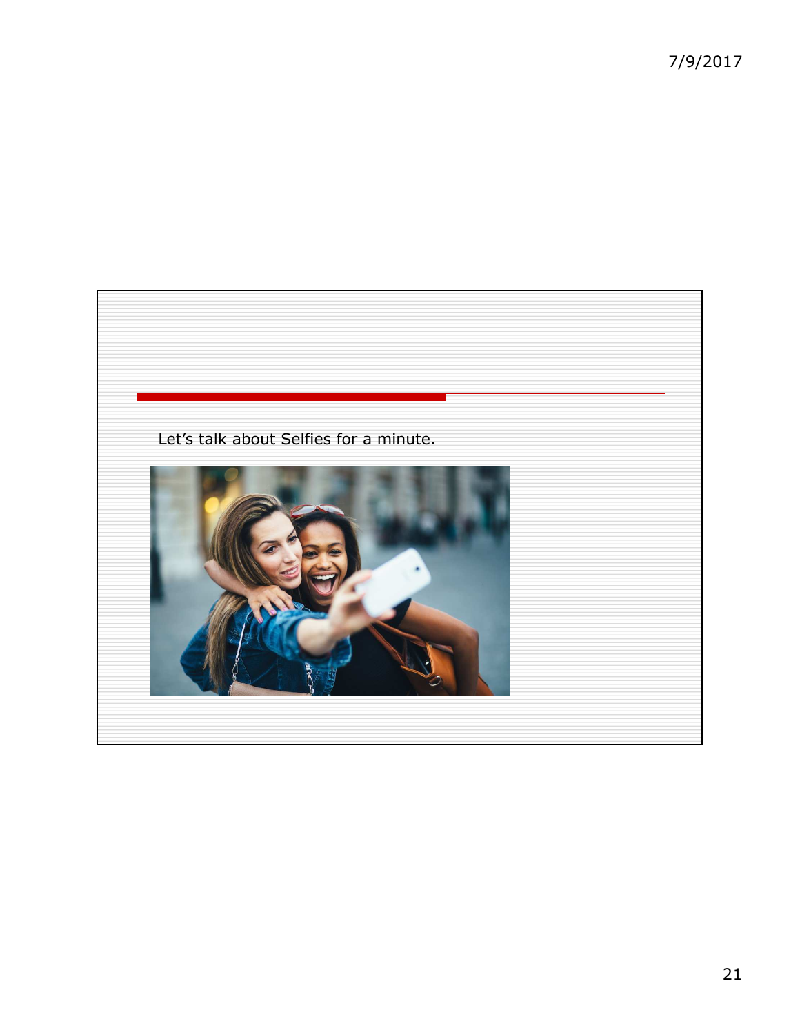Let's talk about Selfies for a minute.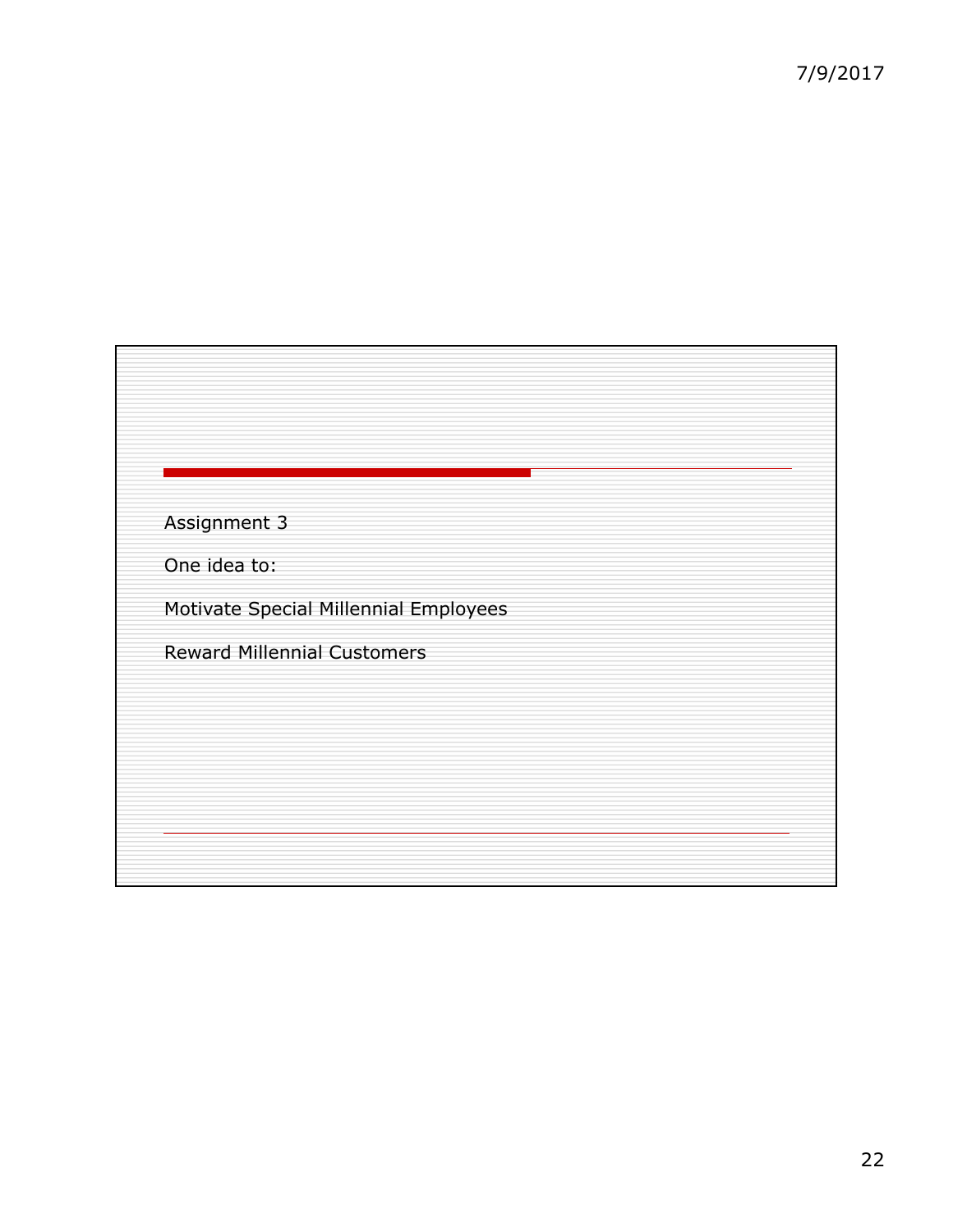Assignment 3

One idea to:

Motivate Special Millennial Employees

Reward Millennial Customers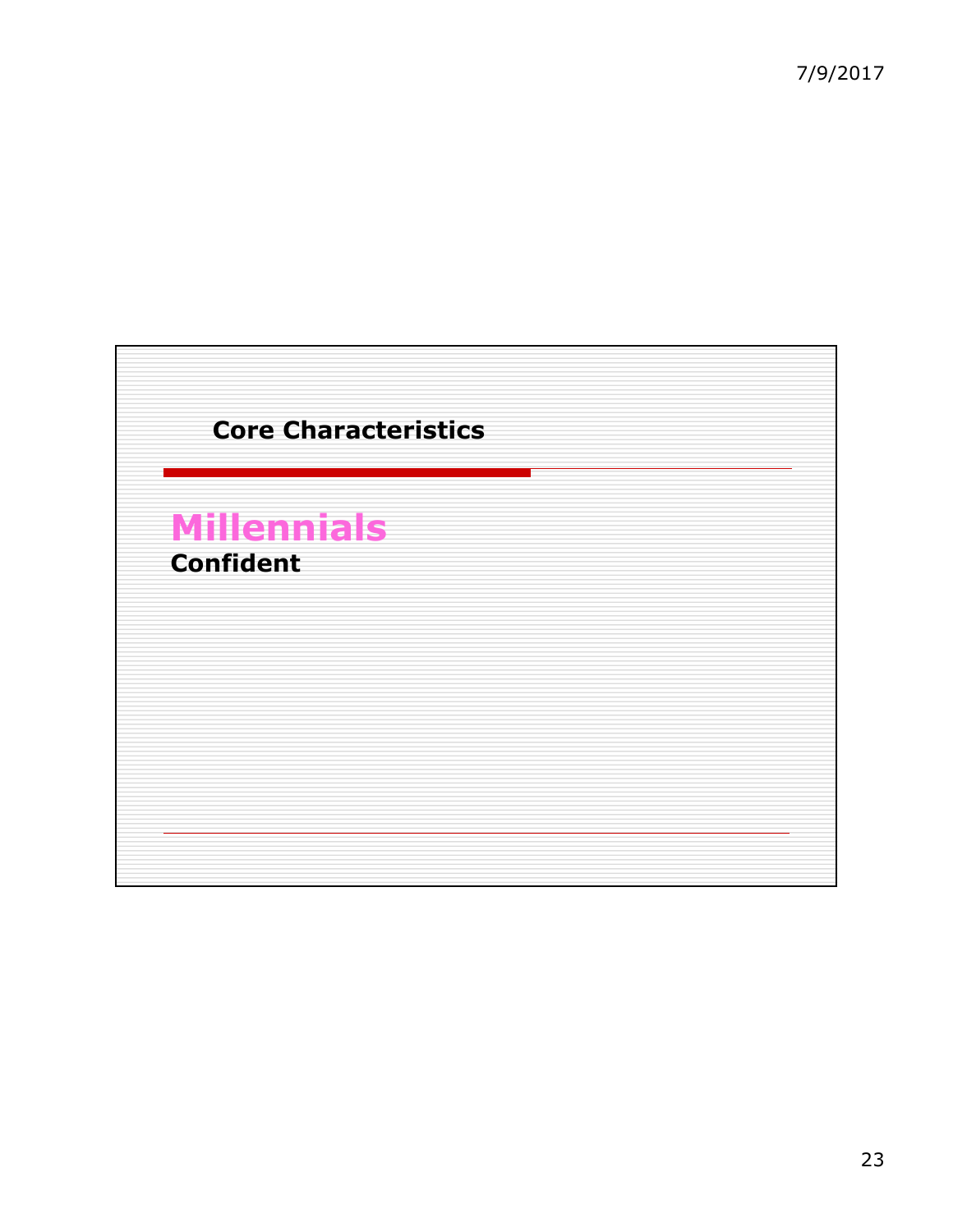## Core Characteristics

# Millennials

**Confident**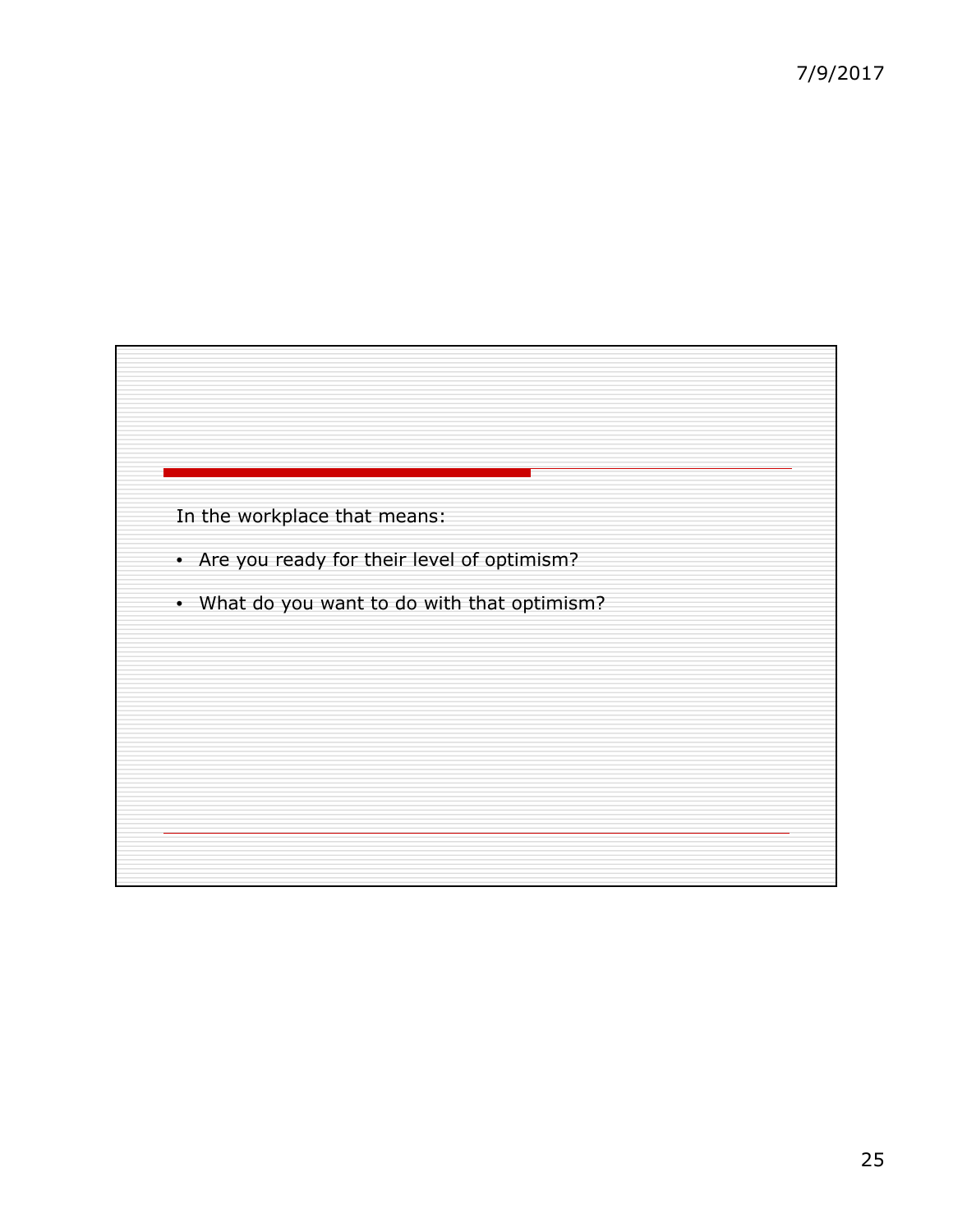In the workplace that means:

- Are you ready for their level of optimism?
- What do you want to do with that optimism?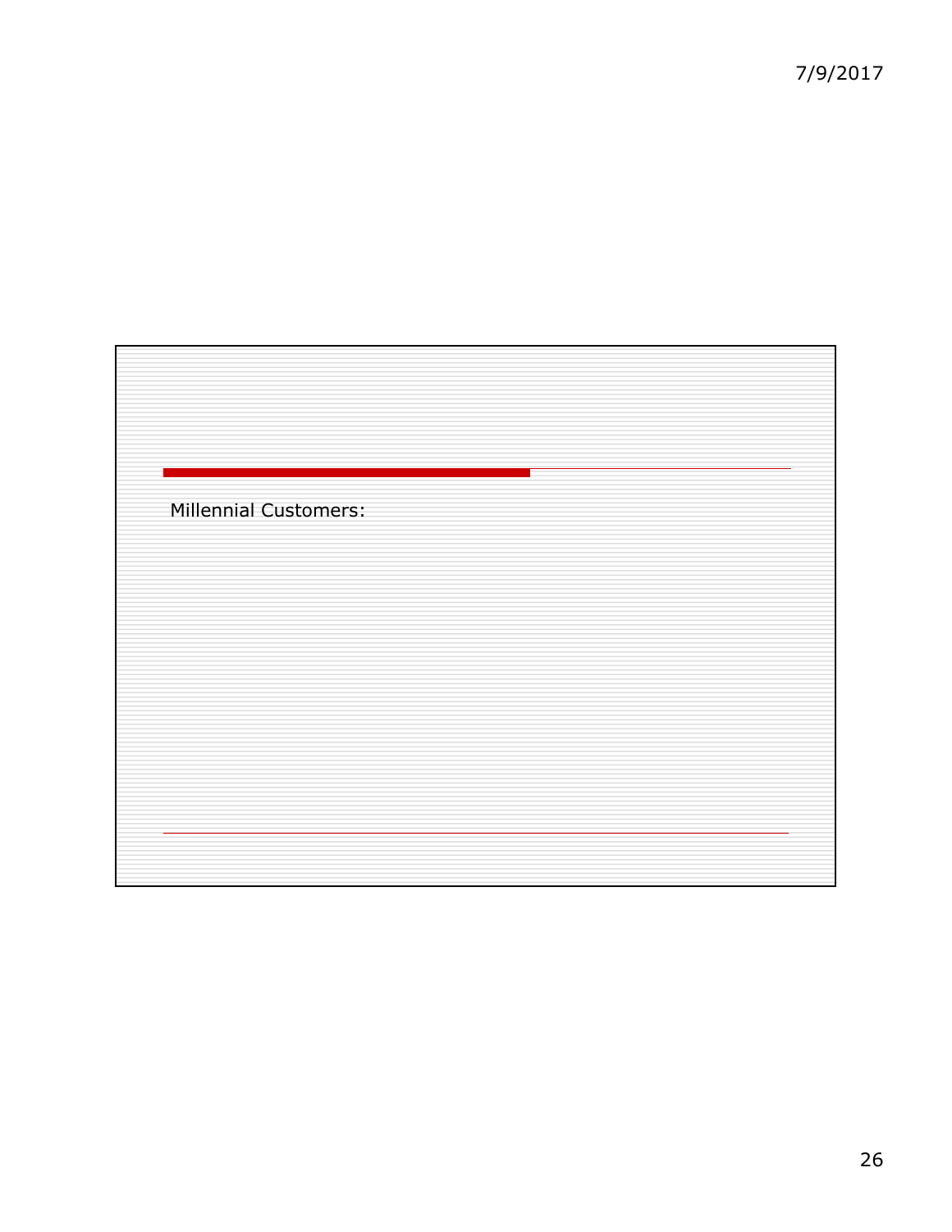Millennial Customers: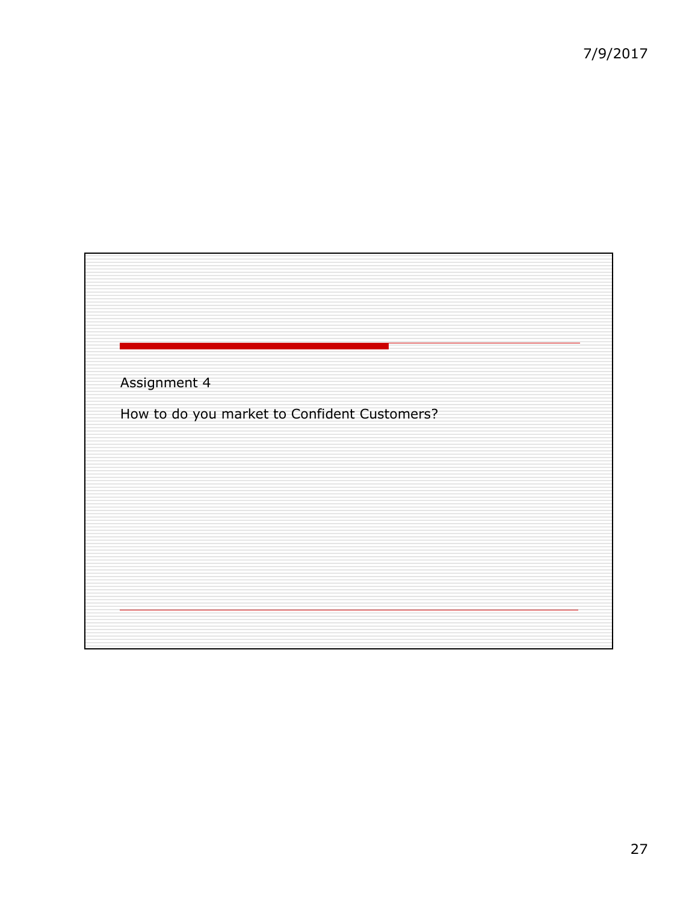Assignment 4

How to do you market to Confident Customers?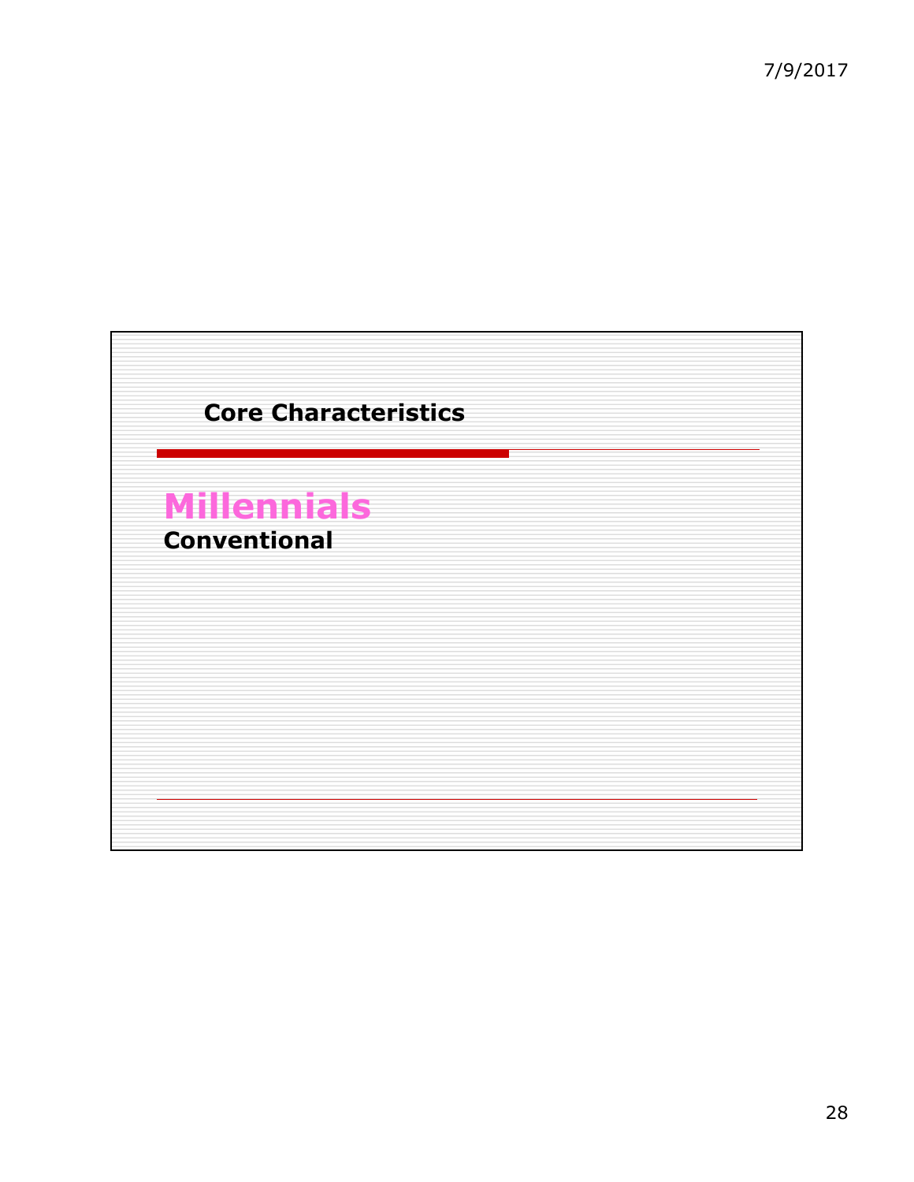## Core Characteristics

# Millennials

**Conventional**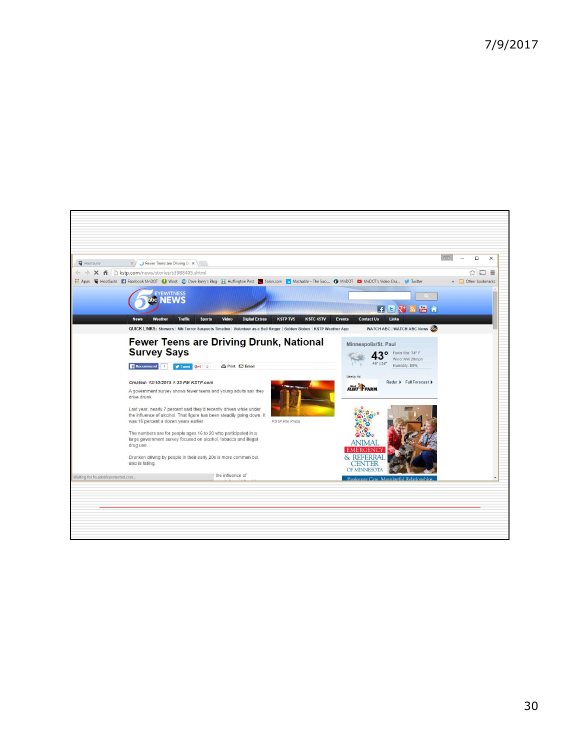# Fewer Teens are Driving Drunk, National Survey Says

*Created: 12/10/2015 1:33 PM KSTP.com*

A government survey shows fewer teens and young adults say they drive drunk.

Last year, nearly 7 percent said they'd recently driven under the influence of alcohol. That figure has been steadily going down. It was 16 percent a dozen years earlier.

The numbers are for people ages 16 to 20 who participated in a large government survey focused on alcohol, tobacco and illegal drug use.

Drunken driving by people in their early 20s is more common but also is falling.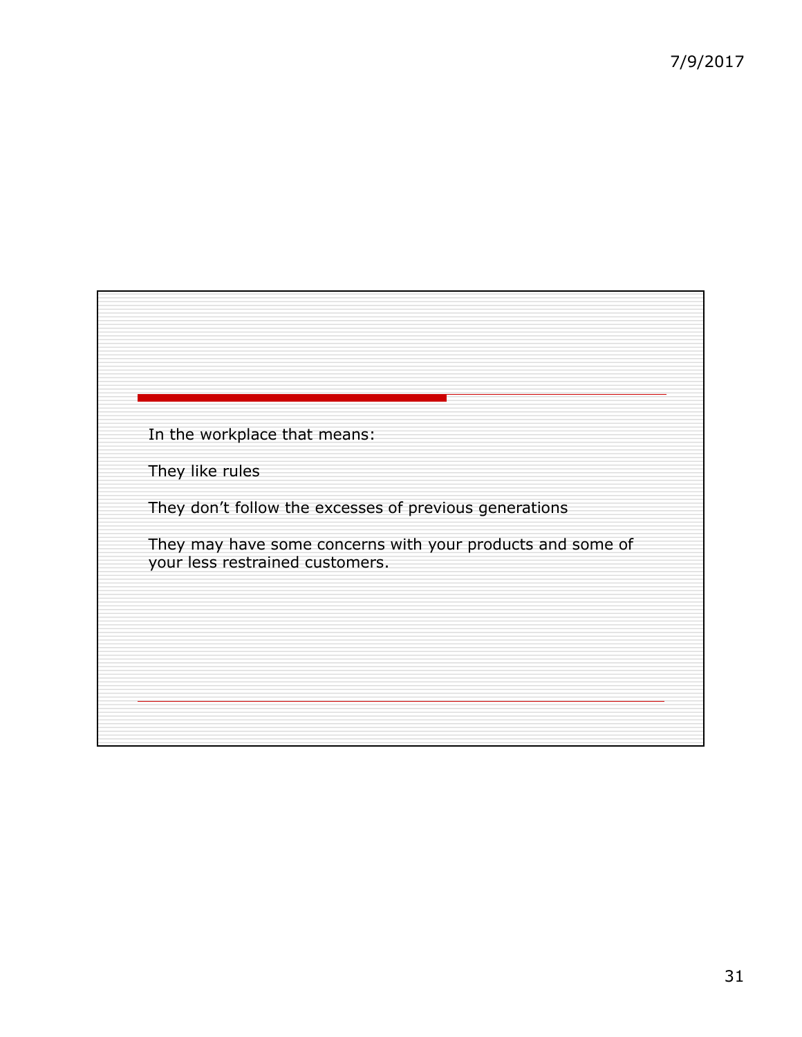In the workplace that means:

They like rules

They don’t follow the excesses of previous generations

They may have some concerns with your products and some of your less restrained customers.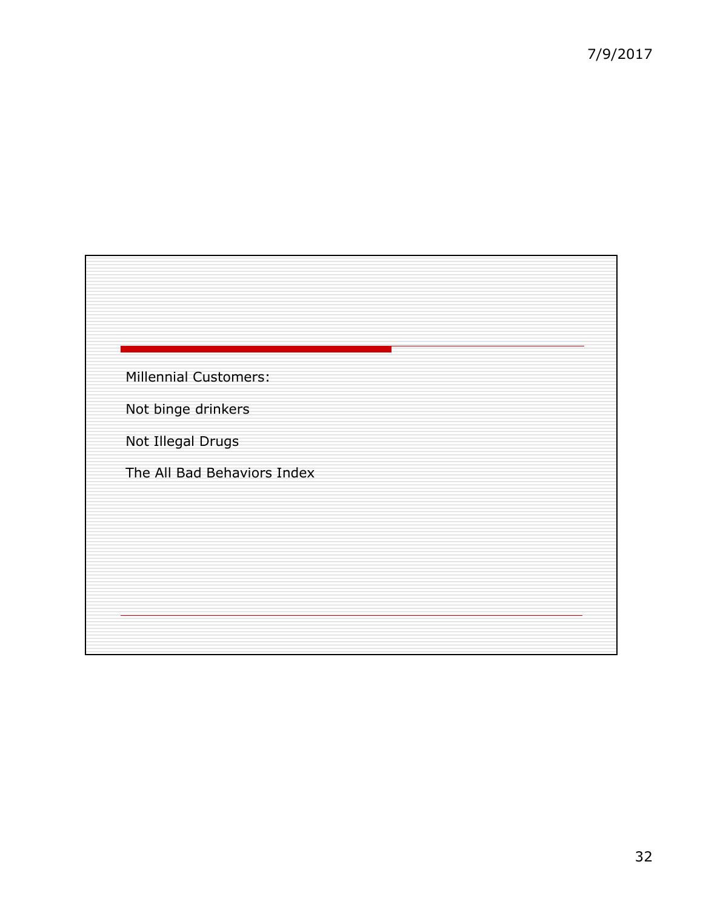Millennial Customers:

Not binge drinkers

Not Illegal Drugs

The All Bad Behaviors Index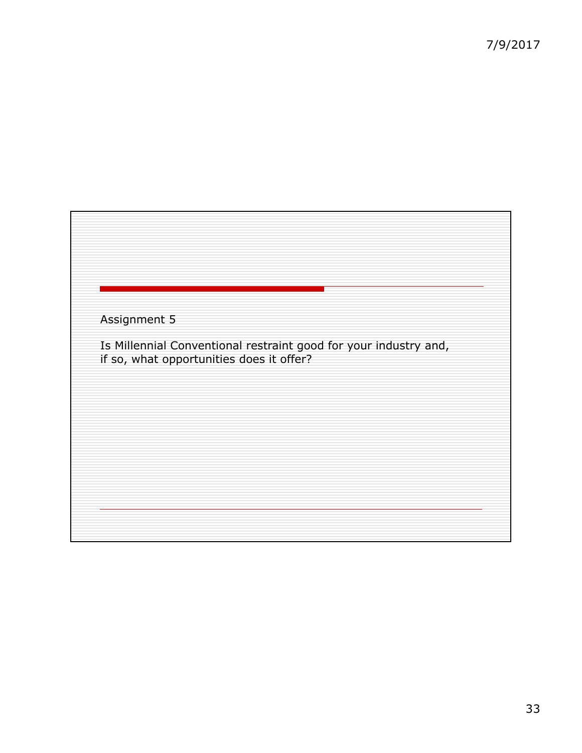Assignment 5

Is Millennial Conventional restraint good for your industry and, if so, what opportunities does it offer?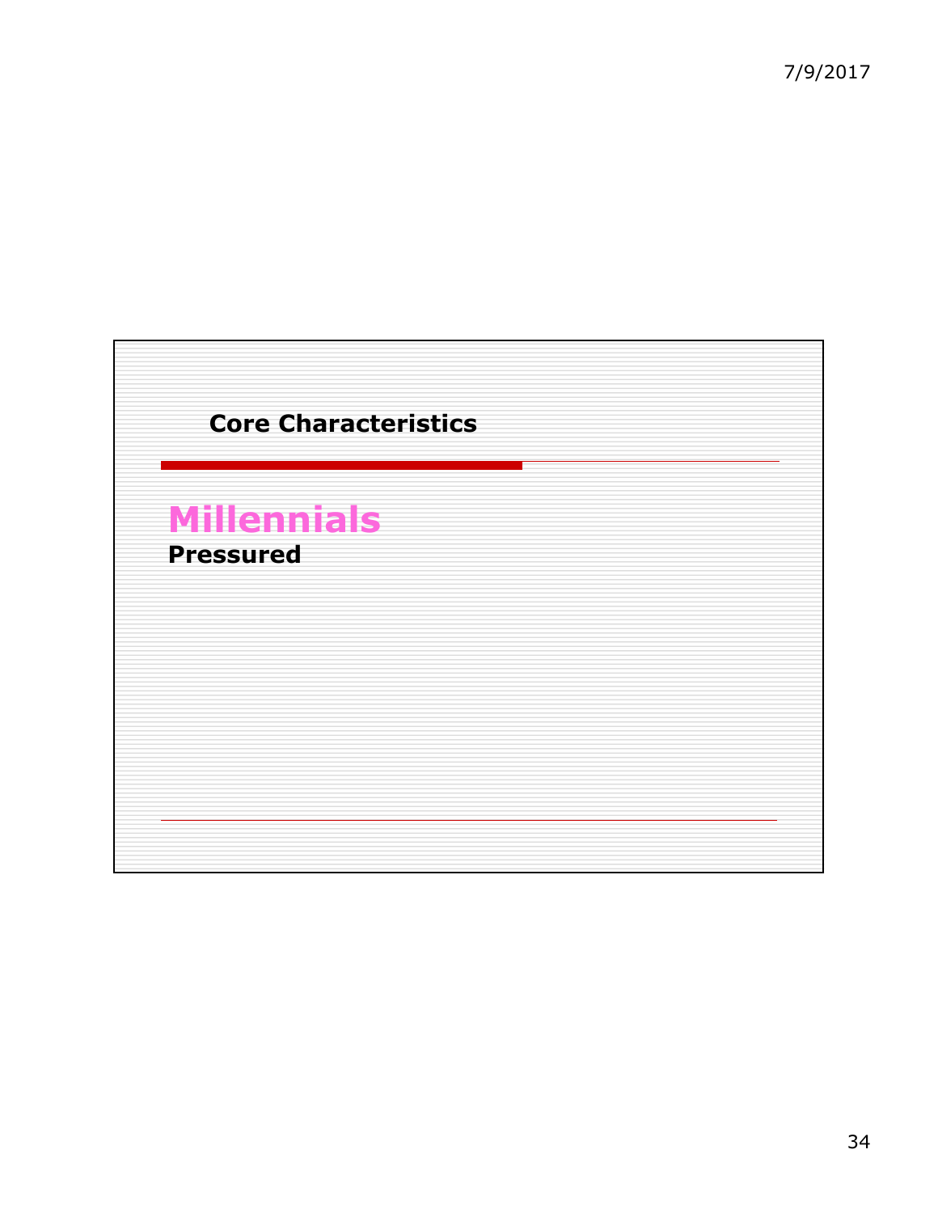## Core Characteristics

# Millennials

**Pressured**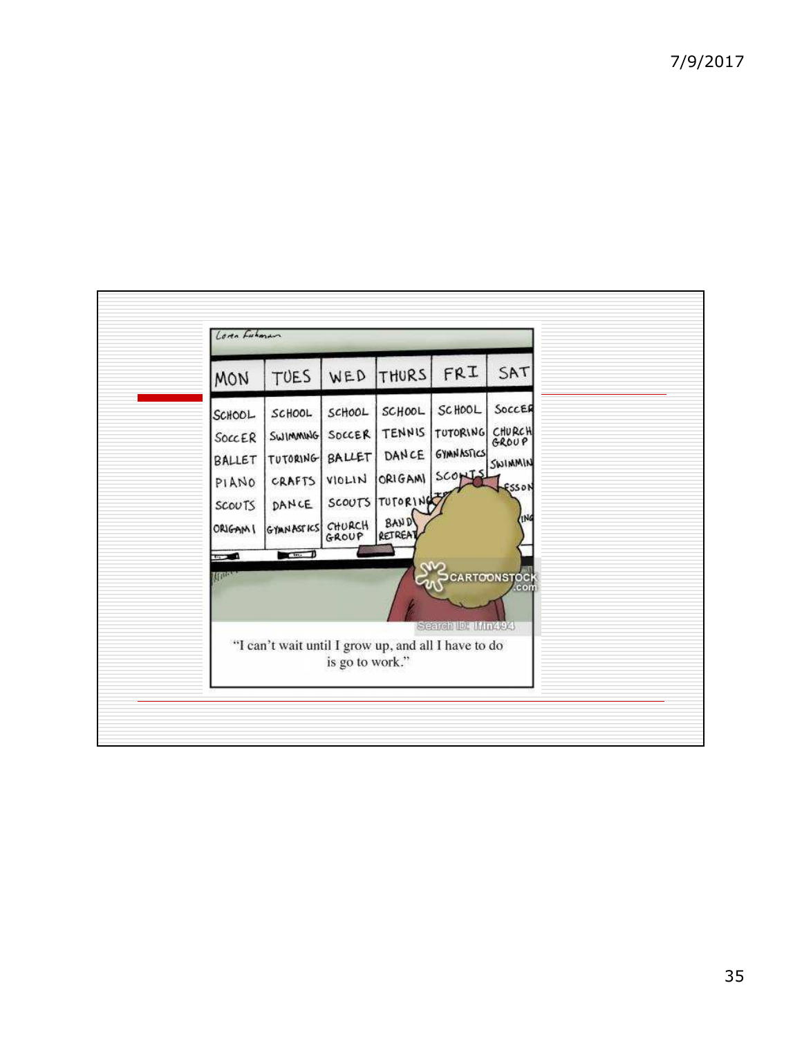"I can't wait until I grow up, and all I have to do is go to work."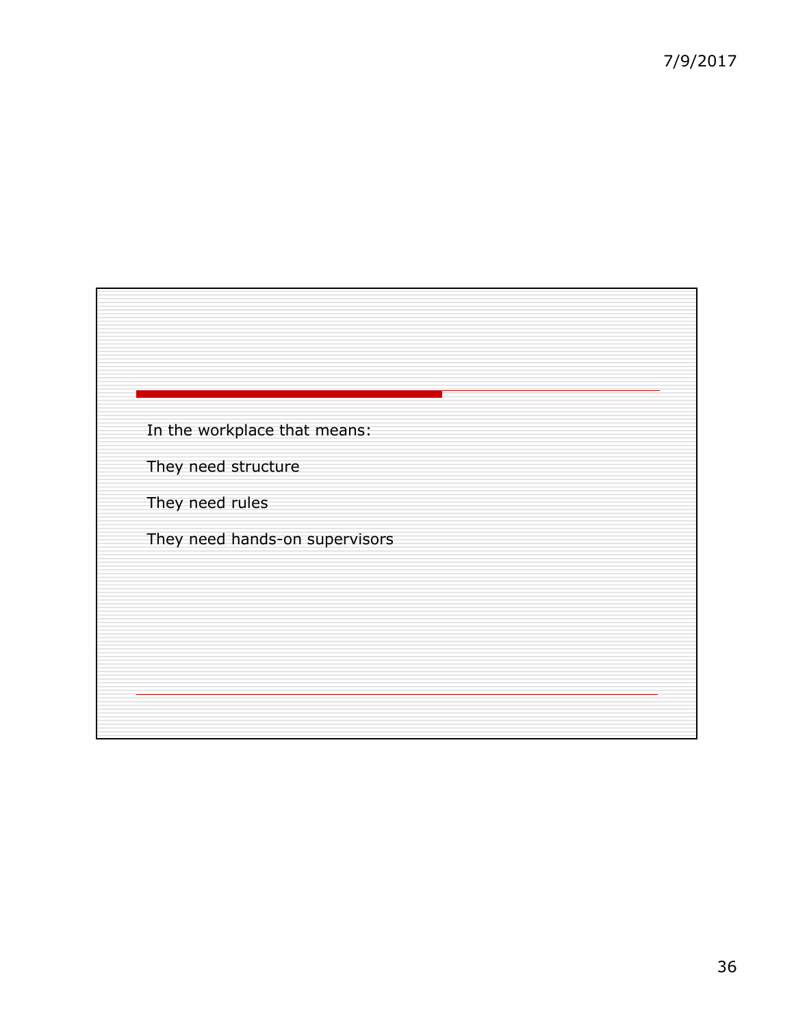In the workplace that means:

They need structure

They need rules

They need hands-on supervisors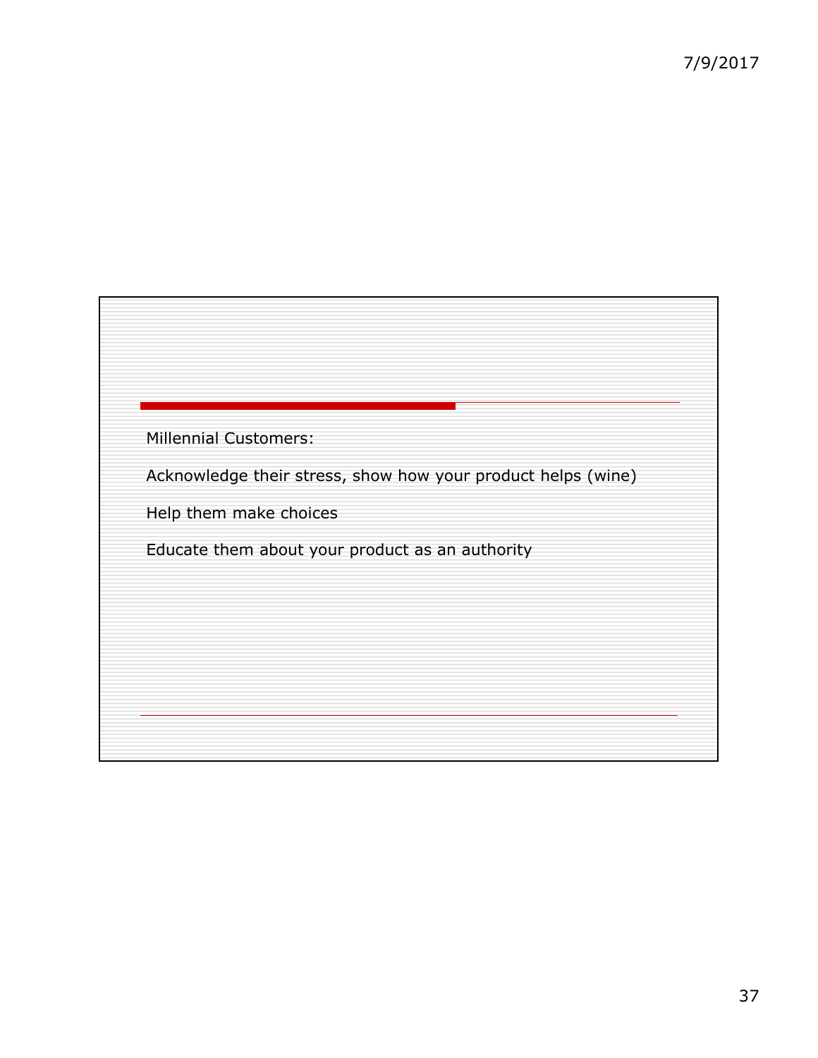Millennial Customers:

Acknowledge their stress, show how your product helps (wine)

Help them make choices

Educate them about your product as an authority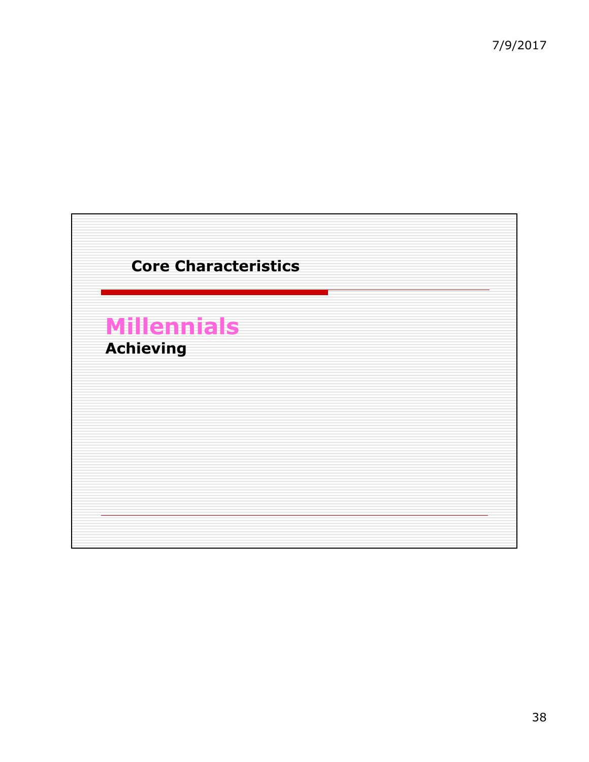## Core Characteristics

# Millennials

**Achieving**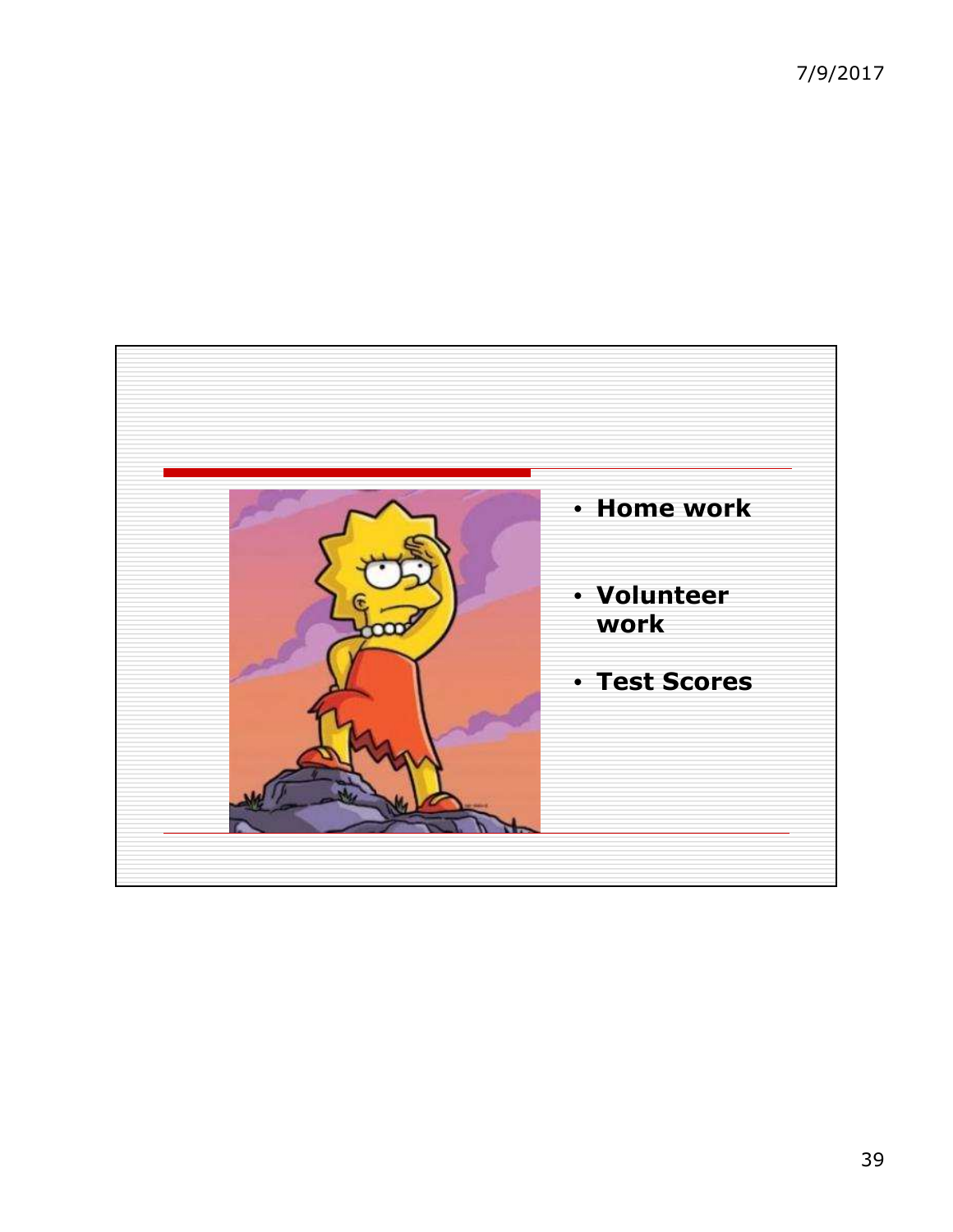- **Home work**
- **Volunteer work**
- **Test Scores**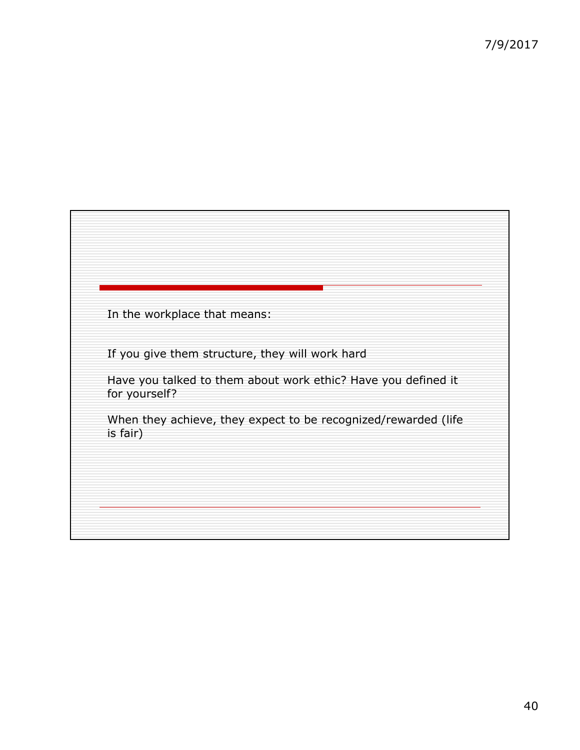In the workplace that means:

If you give them structure, they will work hard

Have you talked to them about work ethic? Have you defined it for yourself?

When they achieve, they expect to be recognized/rewarded (life is fair)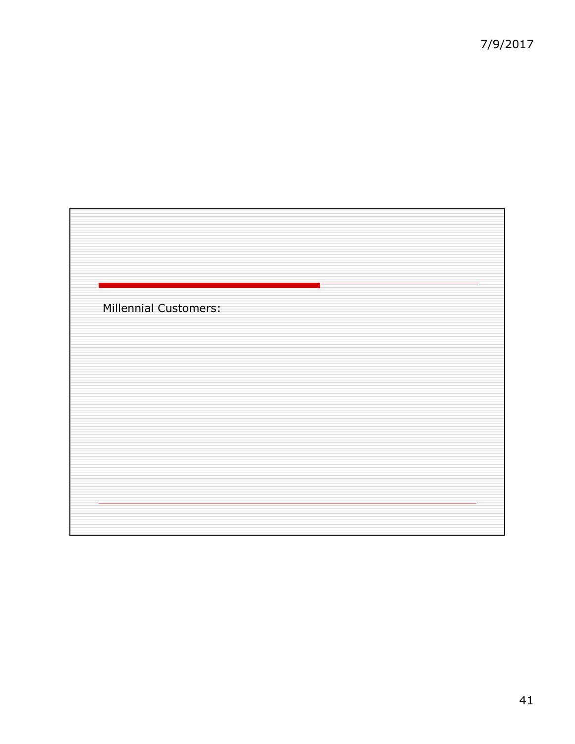Millennial Customers: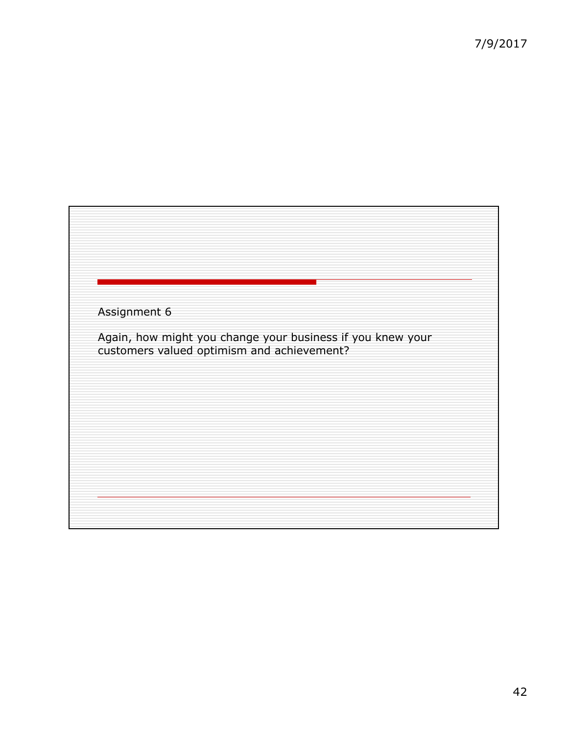Assignment 6

Again, how might you change your business if you knew your customers valued optimism and achievement?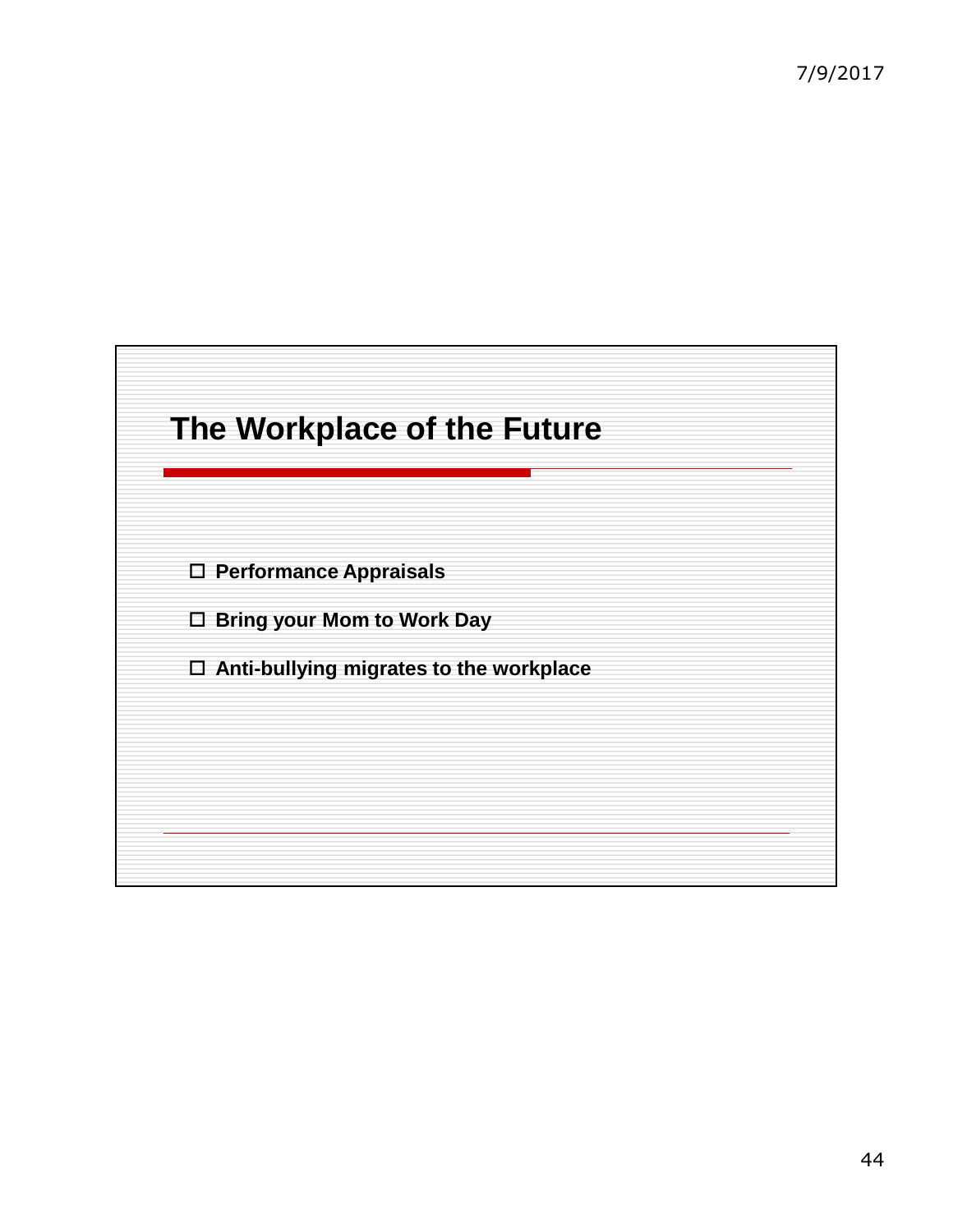# The Workplace of the Future

- Performance Appraisals
- Bring your Mom to Work Day
- Anti-bullying migrates to the workplace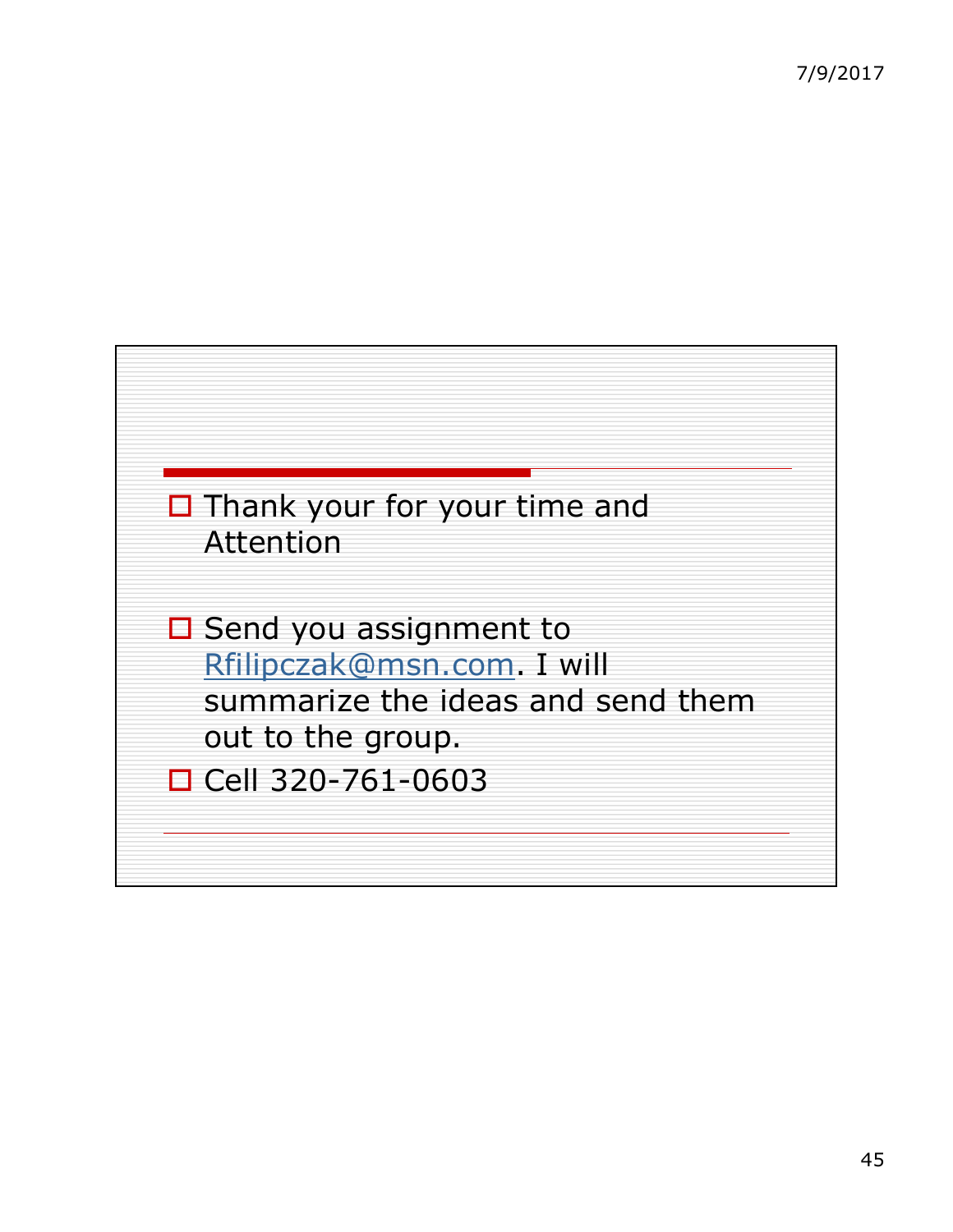- Thank your for your time and Attention

- Send you assignment to Rfilipczak@msn.com. I will summarize the ideas and send them out to the group.
- Cell 320-761-0603